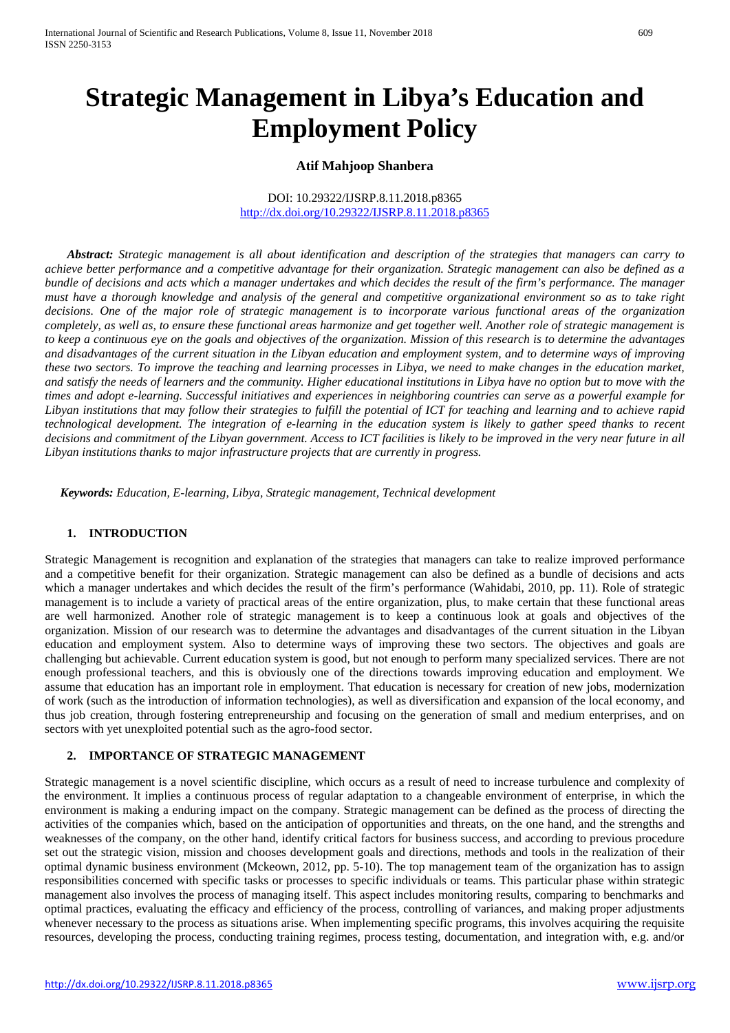# Strategic Management in Libya's Education and Employment Policy

**Atif Mahjoop Shanbera**

DOI: 10.29322/IJSRP.8.11.2018.p8365
http://dx.doi.org/10.29322/IJSRP.8.11.2018.p8365

***Abstract:*** *Strategic management is all about identification and description of the strategies that managers can carry to achieve better performance and a competitive advantage for their organization. Strategic management can also be defined as a bundle of decisions and acts which a manager undertakes and which decides the result of the firm's performance. The manager must have a thorough knowledge and analysis of the general and competitive organizational environment so as to take right decisions. One of the major role of strategic management is to incorporate various functional areas of the organization completely, as well as, to ensure these functional areas harmonize and get together well. Another role of strategic management is to keep a continuous eye on the goals and objectives of the organization. Mission of this research is to determine the advantages and disadvantages of the current situation in the Libyan education and employment system, and to determine ways of improving these two sectors. To improve the teaching and learning processes in Libya, we need to make changes in the education market, and satisfy the needs of learners and the community. Higher educational institutions in Libya have no option but to move with the times and adopt e-learning. Successful initiatives and experiences in neighboring countries can serve as a powerful example for Libyan institutions that may follow their strategies to fulfill the potential of ICT for teaching and learning and to achieve rapid technological development. The integration of e-learning in the education system is likely to gather speed thanks to recent decisions and commitment of the Libyan government. Access to ICT facilities is likely to be improved in the very near future in all Libyan institutions thanks to major infrastructure projects that are currently in progress.*

***Keywords:*** *Education, E-learning, Libya, Strategic management, Technical development*

## 1. INTRODUCTION

Strategic Management is recognition and explanation of the strategies that managers can take to realize improved performance and a competitive benefit for their organization. Strategic management can also be defined as a bundle of decisions and acts which a manager undertakes and which decides the result of the firm's performance (Wahidabi, 2010, pp. 11). Role of strategic management is to include a variety of practical areas of the entire organization, plus, to make certain that these functional areas are well harmonized. Another role of strategic management is to keep a continuous look at goals and objectives of the organization. Mission of our research was to determine the advantages and disadvantages of the current situation in the Libyan education and employment system. Also to determine ways of improving these two sectors. The objectives and goals are challenging but achievable. Current education system is good, but not enough to perform many specialized services. There are not enough professional teachers, and this is obviously one of the directions towards improving education and employment. We assume that education has an important role in employment. That education is necessary for creation of new jobs, modernization of work (such as the introduction of information technologies), as well as diversification and expansion of the local economy, and thus job creation, through fostering entrepreneurship and focusing on the generation of small and medium enterprises, and on sectors with yet unexploited potential such as the agro-food sector.

## 2. IMPORTANCE OF STRATEGIC MANAGEMENT

Strategic management is a novel scientific discipline, which occurs as a result of need to increase turbulence and complexity of the environment. It implies a continuous process of regular adaptation to a changeable environment of enterprise, in which the environment is making a enduring impact on the company. Strategic management can be defined as the process of directing the activities of the companies which, based on the anticipation of opportunities and threats, on the one hand, and the strengths and weaknesses of the company, on the other hand, identify critical factors for business success, and according to previous procedure set out the strategic vision, mission and chooses development goals and directions, methods and tools in the realization of their optimal dynamic business environment (Mckeown, 2012, pp. 5-10). The top management team of the organization has to assign responsibilities concerned with specific tasks or processes to specific individuals or teams. This particular phase within strategic management also involves the process of managing itself. This aspect includes monitoring results, comparing to benchmarks and optimal practices, evaluating the efficacy and efficiency of the process, controlling of variances, and making proper adjustments whenever necessary to the process as situations arise. When implementing specific programs, this involves acquiring the requisite resources, developing the process, conducting training regimes, process testing, documentation, and integration with, e.g. and/or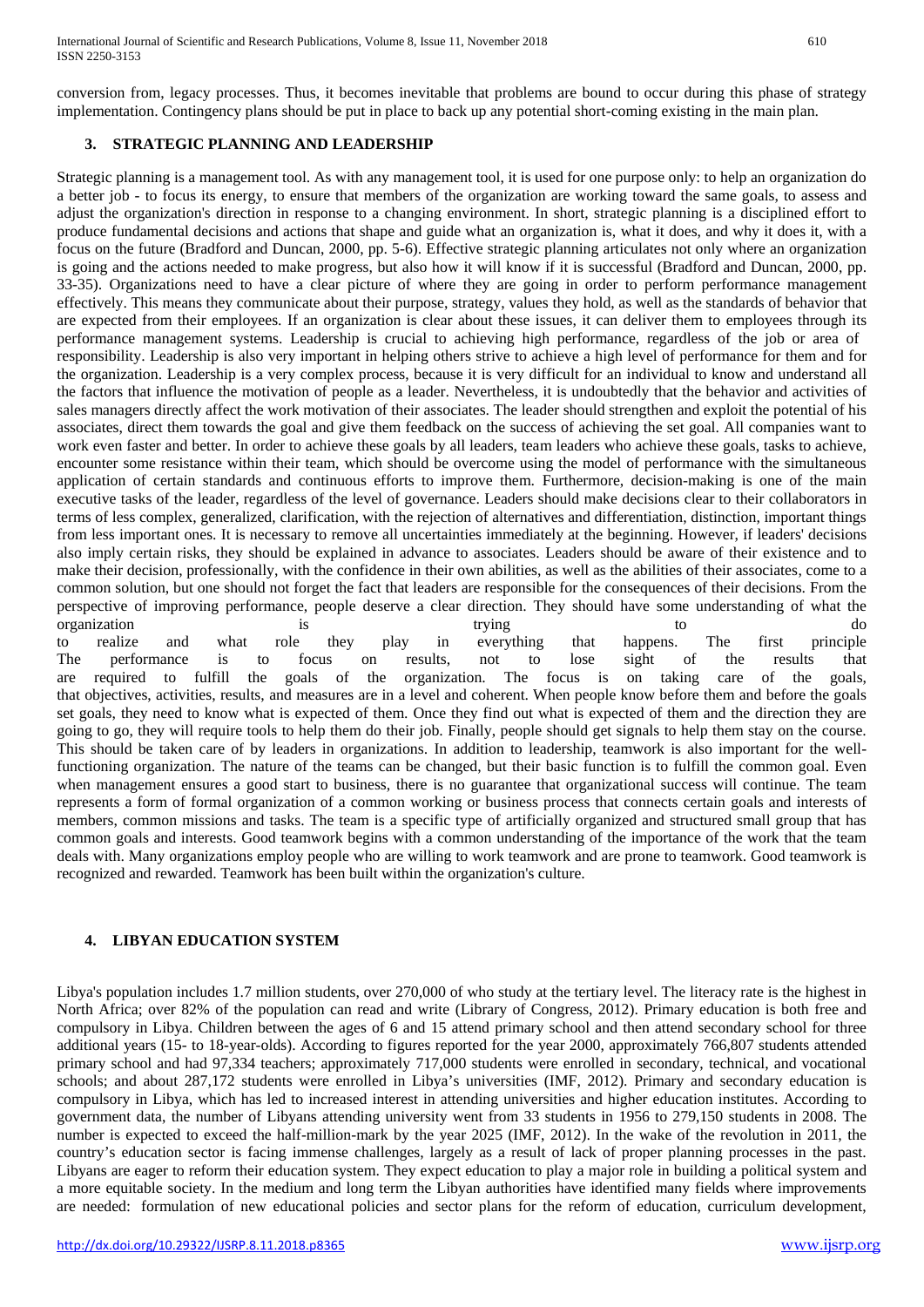conversion from, legacy processes. Thus, it becomes inevitable that problems are bound to occur during this phase of strategy implementation. Contingency plans should be put in place to back up any potential short-coming existing in the main plan.

## 3. STRATEGIC PLANNING AND LEADERSHIP

Strategic planning is a management tool. As with any management tool, it is used for one purpose only: to help an organization do a better job - to focus its energy, to ensure that members of the organization are working toward the same goals, to assess and adjust the organization's direction in response to a changing environment. In short, strategic planning is a disciplined effort to produce fundamental decisions and actions that shape and guide what an organization is, what it does, and why it does it, with a focus on the future (Bradford and Duncan, 2000, pp. 5-6). Effective strategic planning articulates not only where an organization is going and the actions needed to make progress, but also how it will know if it is successful (Bradford and Duncan, 2000, pp. 33-35). Organizations need to have a clear picture of where they are going in order to perform performance management effectively. This means they communicate about their purpose, strategy, values they hold, as well as the standards of behavior that are expected from their employees. If an organization is clear about these issues, it can deliver them to employees through its performance management systems. Leadership is crucial to achieving high performance, regardless of the job or area of responsibility. Leadership is also very important in helping others strive to achieve a high level of performance for them and for the organization. Leadership is a very complex process, because it is very difficult for an individual to know and understand all the factors that influence the motivation of people as a leader. Nevertheless, it is undoubtedly that the behavior and activities of sales managers directly affect the work motivation of their associates. The leader should strengthen and exploit the potential of his associates, direct them towards the goal and give them feedback on the success of achieving the set goal. All companies want to work even faster and better. In order to achieve these goals by all leaders, team leaders who achieve these goals, tasks to achieve, encounter some resistance within their team, which should be overcome using the model of performance with the simultaneous application of certain standards and continuous efforts to improve them. Furthermore, decision-making is one of the main executive tasks of the leader, regardless of the level of governance. Leaders should make decisions clear to their collaborators in terms of less complex, generalized, clarification, with the rejection of alternatives and differentiation, distinction, important things from less important ones. It is necessary to remove all uncertainties immediately at the beginning. However, if leaders' decisions also imply certain risks, they should be explained in advance to associates. Leaders should be aware of their existence and to make their decision, professionally, with the confidence in their own abilities, as well as the abilities of their associates, come to a common solution, but one should not forget the fact that leaders are responsible for the consequences of their decisions. From the perspective of improving performance, people deserve a clear direction. They should have some understanding of what the organization is trying to do to realize and what role they play in everything that happens. The first principle The performance is to focus on results, not to lose sight of the results that are required to fulfill the goals of the organization. The focus is on taking care of the goals, that objectives, activities, results, and measures are in a level and coherent. When people know before them and before the goals set goals, they need to know what is expected of them. Once they find out what is expected of them and the direction they are going to go, they will require tools to help them do their job. Finally, people should get signals to help them stay on the course. This should be taken care of by leaders in organizations. In addition to leadership, teamwork is also important for the well-functioning organization. The nature of the teams can be changed, but their basic function is to fulfill the common goal. Even when management ensures a good start to business, there is no guarantee that organizational success will continue. The team represents a form of formal organization of a common working or business process that connects certain goals and interests of members, common missions and tasks. The team is a specific type of artificially organized and structured small group that has common goals and interests. Good teamwork begins with a common understanding of the importance of the work that the team deals with. Many organizations employ people who are willing to work teamwork and are prone to teamwork. Good teamwork is recognized and rewarded. Teamwork has been built within the organization's culture.

## 4. LIBYAN EDUCATION SYSTEM

Libya's population includes 1.7 million students, over 270,000 of who study at the tertiary level. The literacy rate is the highest in North Africa; over 82% of the population can read and write (Library of Congress, 2012). Primary education is both free and compulsory in Libya. Children between the ages of 6 and 15 attend primary school and then attend secondary school for three additional years (15- to 18-year-olds). According to figures reported for the year 2000, approximately 766,807 students attended primary school and had 97,334 teachers; approximately 717,000 students were enrolled in secondary, technical, and vocational schools; and about 287,172 students were enrolled in Libya's universities (IMF, 2012). Primary and secondary education is compulsory in Libya, which has led to increased interest in attending universities and higher education institutes. According to government data, the number of Libyans attending university went from 33 students in 1956 to 279,150 students in 2008. The number is expected to exceed the half-million-mark by the year 2025 (IMF, 2012). In the wake of the revolution in 2011, the country's education sector is facing immense challenges, largely as a result of lack of proper planning processes in the past. Libyans are eager to reform their education system. They expect education to play a major role in building a political system and a more equitable society. In the medium and long term the Libyan authorities have identified many fields where improvements are needed: formulation of new educational policies and sector plans for the reform of education, curriculum development,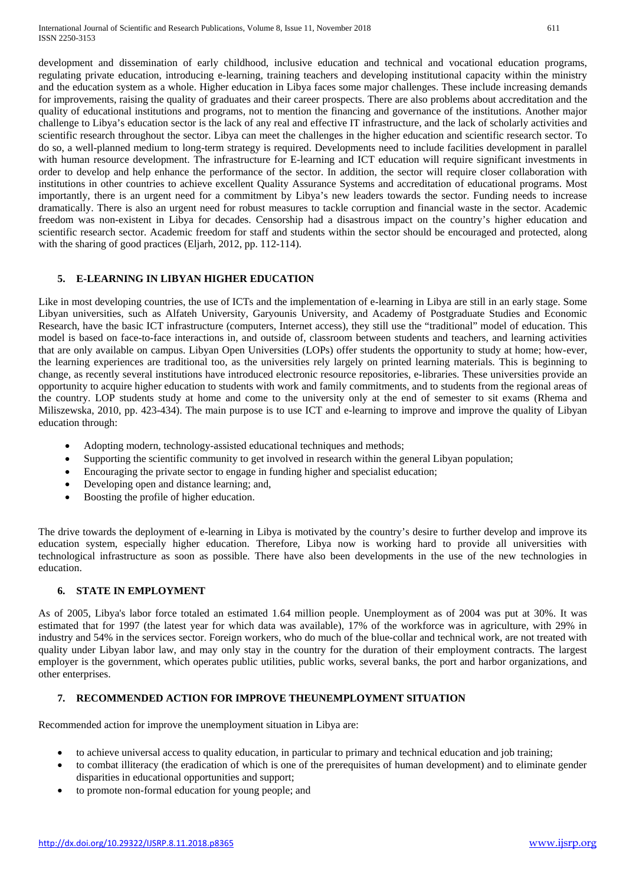development and dissemination of early childhood, inclusive education and technical and vocational education programs, regulating private education, introducing e-learning, training teachers and developing institutional capacity within the ministry and the education system as a whole. Higher education in Libya faces some major challenges. These include increasing demands for improvements, raising the quality of graduates and their career prospects. There are also problems about accreditation and the quality of educational institutions and programs, not to mention the financing and governance of the institutions. Another major challenge to Libya's education sector is the lack of any real and effective IT infrastructure, and the lack of scholarly activities and scientific research throughout the sector. Libya can meet the challenges in the higher education and scientific research sector. To do so, a well-planned medium to long-term strategy is required. Developments need to include facilities development in parallel with human resource development. The infrastructure for E-learning and ICT education will require significant investments in order to develop and help enhance the performance of the sector. In addition, the sector will require closer collaboration with institutions in other countries to achieve excellent Quality Assurance Systems and accreditation of educational programs. Most importantly, there is an urgent need for a commitment by Libya's new leaders towards the sector. Funding needs to increase dramatically. There is also an urgent need for robust measures to tackle corruption and financial waste in the sector. Academic freedom was non-existent in Libya for decades. Censorship had a disastrous impact on the country's higher education and scientific research sector. Academic freedom for staff and students within the sector should be encouraged and protected, along with the sharing of good practices (Eljarh, 2012, pp. 112-114).

## 5. E-LEARNING IN LIBYAN HIGHER EDUCATION

Like in most developing countries, the use of ICTs and the implementation of e-learning in Libya are still in an early stage. Some Libyan universities, such as Alfateh University, Garyounis University, and Academy of Postgraduate Studies and Economic Research, have the basic ICT infrastructure (computers, Internet access), they still use the "traditional" model of education. This model is based on face-to-face interactions in, and outside of, classroom between students and teachers, and learning activities that are only available on campus. Libyan Open Universities (LOPs) offer students the opportunity to study at home; how-ever, the learning experiences are traditional too, as the universities rely largely on printed learning materials. This is beginning to change, as recently several institutions have introduced electronic resource repositories, e-libraries. These universities provide an opportunity to acquire higher education to students with work and family commitments, and to students from the regional areas of the country. LOP students study at home and come to the university only at the end of semester to sit exams (Rhema and Miliszewska, 2010, pp. 423-434). The main purpose is to use ICT and e-learning to improve and improve the quality of Libyan education through:

- Adopting modern, technology-assisted educational techniques and methods;
- Supporting the scientific community to get involved in research within the general Libyan population;
- Encouraging the private sector to engage in funding higher and specialist education;
- Developing open and distance learning; and,
- Boosting the profile of higher education.

The drive towards the deployment of e-learning in Libya is motivated by the country's desire to further develop and improve its education system, especially higher education. Therefore, Libya now is working hard to provide all universities with technological infrastructure as soon as possible. There have also been developments in the use of the new technologies in education.

## 6. STATE IN EMPLOYMENT

As of 2005, Libya's labor force totaled an estimated 1.64 million people. Unemployment as of 2004 was put at 30%. It was estimated that for 1997 (the latest year for which data was available), 17% of the workforce was in agriculture, with 29% in industry and 54% in the services sector. Foreign workers, who do much of the blue-collar and technical work, are not treated with quality under Libyan labor law, and may only stay in the country for the duration of their employment contracts. The largest employer is the government, which operates public utilities, public works, several banks, the port and harbor organizations, and other enterprises.

## 7. RECOMMENDED ACTION FOR IMPROVE THEUNEMPLOYMENT SITUATION

Recommended action for improve the unemployment situation in Libya are:

- to achieve universal access to quality education, in particular to primary and technical education and job training;
- to combat illiteracy (the eradication of which is one of the prerequisites of human development) and to eliminate gender disparities in educational opportunities and support;
- to promote non-formal education for young people; and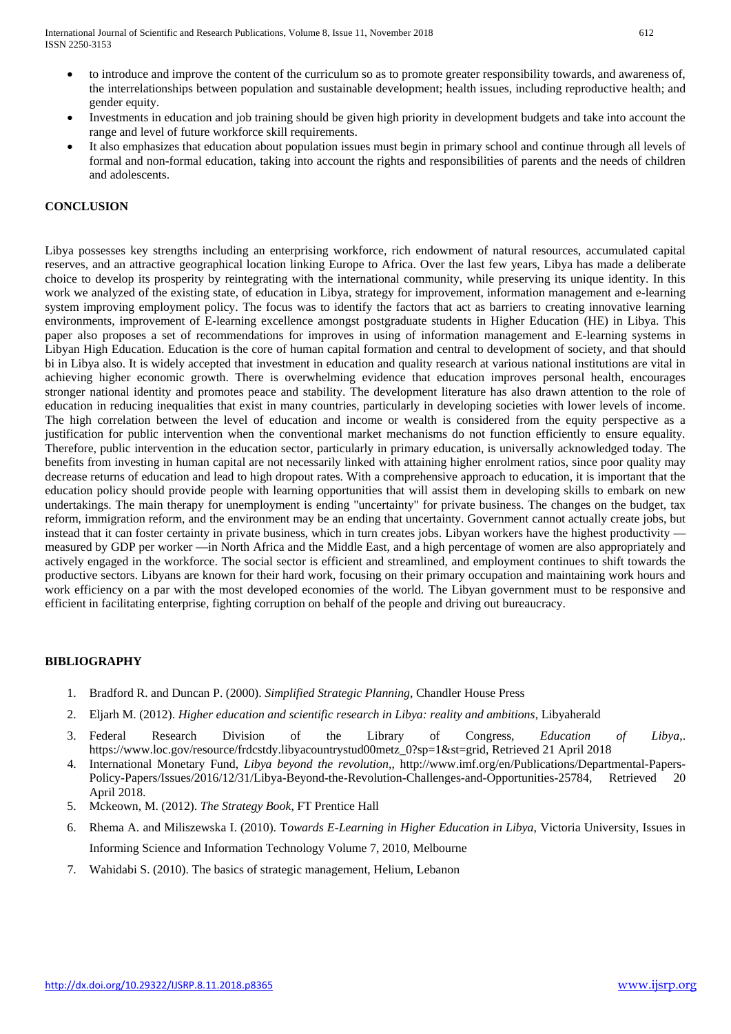- to introduce and improve the content of the curriculum so as to promote greater responsibility towards, and awareness of, the interrelationships between population and sustainable development; health issues, including reproductive health; and gender equity.
- Investments in education and job training should be given high priority in development budgets and take into account the range and level of future workforce skill requirements.
- It also emphasizes that education about population issues must begin in primary school and continue through all levels of formal and non-formal education, taking into account the rights and responsibilities of parents and the needs of children and adolescents.

## CONCLUSION

Libya possesses key strengths including an enterprising workforce, rich endowment of natural resources, accumulated capital reserves, and an attractive geographical location linking Europe to Africa. Over the last few years, Libya has made a deliberate choice to develop its prosperity by reintegrating with the international community, while preserving its unique identity. In this work we analyzed of the existing state, of education in Libya, strategy for improvement, information management and e-learning system improving employment policy. The focus was to identify the factors that act as barriers to creating innovative learning environments, improvement of E-learning excellence amongst postgraduate students in Higher Education (HE) in Libya. This paper also proposes a set of recommendations for improves in using of information management and E-learning systems in Libyan High Education. Education is the core of human capital formation and central to development of society, and that should bi in Libya also. It is widely accepted that investment in education and quality research at various national institutions are vital in achieving higher economic growth. There is overwhelming evidence that education improves personal health, encourages stronger national identity and promotes peace and stability. The development literature has also drawn attention to the role of education in reducing inequalities that exist in many countries, particularly in developing societies with lower levels of income. The high correlation between the level of education and income or wealth is considered from the equity perspective as a justification for public intervention when the conventional market mechanisms do not function efficiently to ensure equality. Therefore, public intervention in the education sector, particularly in primary education, is universally acknowledged today. The benefits from investing in human capital are not necessarily linked with attaining higher enrolment ratios, since poor quality may decrease returns of education and lead to high dropout rates. With a comprehensive approach to education, it is important that the education policy should provide people with learning opportunities that will assist them in developing skills to embark on new undertakings. The main therapy for unemployment is ending "uncertainty" for private business. The changes on the budget, tax reform, immigration reform, and the environment may be an ending that uncertainty. Government cannot actually create jobs, but instead that it can foster certainty in private business, which in turn creates jobs. Libyan workers have the highest productivity — measured by GDP per worker —in North Africa and the Middle East, and a high percentage of women are also appropriately and actively engaged in the workforce. The social sector is efficient and streamlined, and employment continues to shift towards the productive sectors. Libyans are known for their hard work, focusing on their primary occupation and maintaining work hours and work efficiency on a par with the most developed economies of the world. The Libyan government must to be responsive and efficient in facilitating enterprise, fighting corruption on behalf of the people and driving out bureaucracy.

## BIBLIOGRAPHY

1. Bradford R. and Duncan P. (2000). *Simplified Strategic Planning*, Chandler House Press
2. Eljarh M. (2012). *Higher education and scientific research in Libya: reality and ambitions*, Libyaherald
3. Federal Research Division of the Library of Congress, *Education of Libya*,. https://www.loc.gov/resource/frdcstdy.libyacountrystud00metz_0?sp=1&st=grid, Retrieved 21 April 2018
4. International Monetary Fund, *Libya beyond the revolution*,, http://www.imf.org/en/Publications/Departmental-Papers-Policy-Papers/Issues/2016/12/31/Libya-Beyond-the-Revolution-Challenges-and-Opportunities-25784, Retrieved 20 April 2018.
5. Mckeown, M. (2012). *The Strategy Book*, FT Prentice Hall
6. Rhema A. and Miliszewska I. (2010). T*owards E-Learning in Higher Education in Libya*, Victoria University, Issues in Informing Science and Information Technology Volume 7, 2010, Melbourne
7. Wahidabi S. (2010). The basics of strategic management, Helium, Lebanon